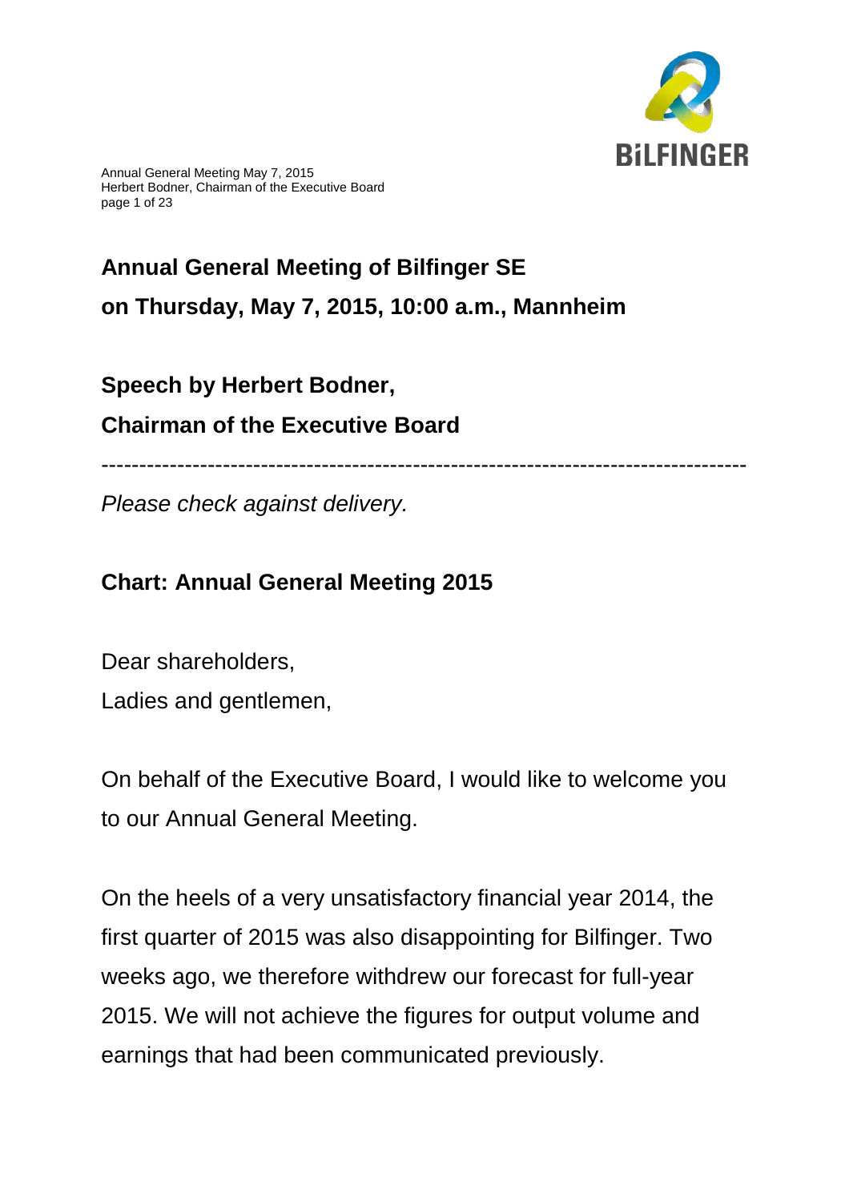**Annual General Meeting of Bilfinger SE**

**on Thursday, May 7, 2015, 10:00 a.m., Mannheim**

**Speech by Herbert Bodner,**

**Chairman of the Executive Board**

---

*Please check against delivery.*

**Chart: Annual General Meeting 2015**

Dear shareholders,

Ladies and gentlemen,

On behalf of the Executive Board, I would like to welcome you to our Annual General Meeting.

On the heels of a very unsatisfactory financial year 2014, the first quarter of 2015 was also disappointing for Bilfinger. Two weeks ago, we therefore withdrew our forecast for full-year 2015. We will not achieve the figures for output volume and earnings that had been communicated previously.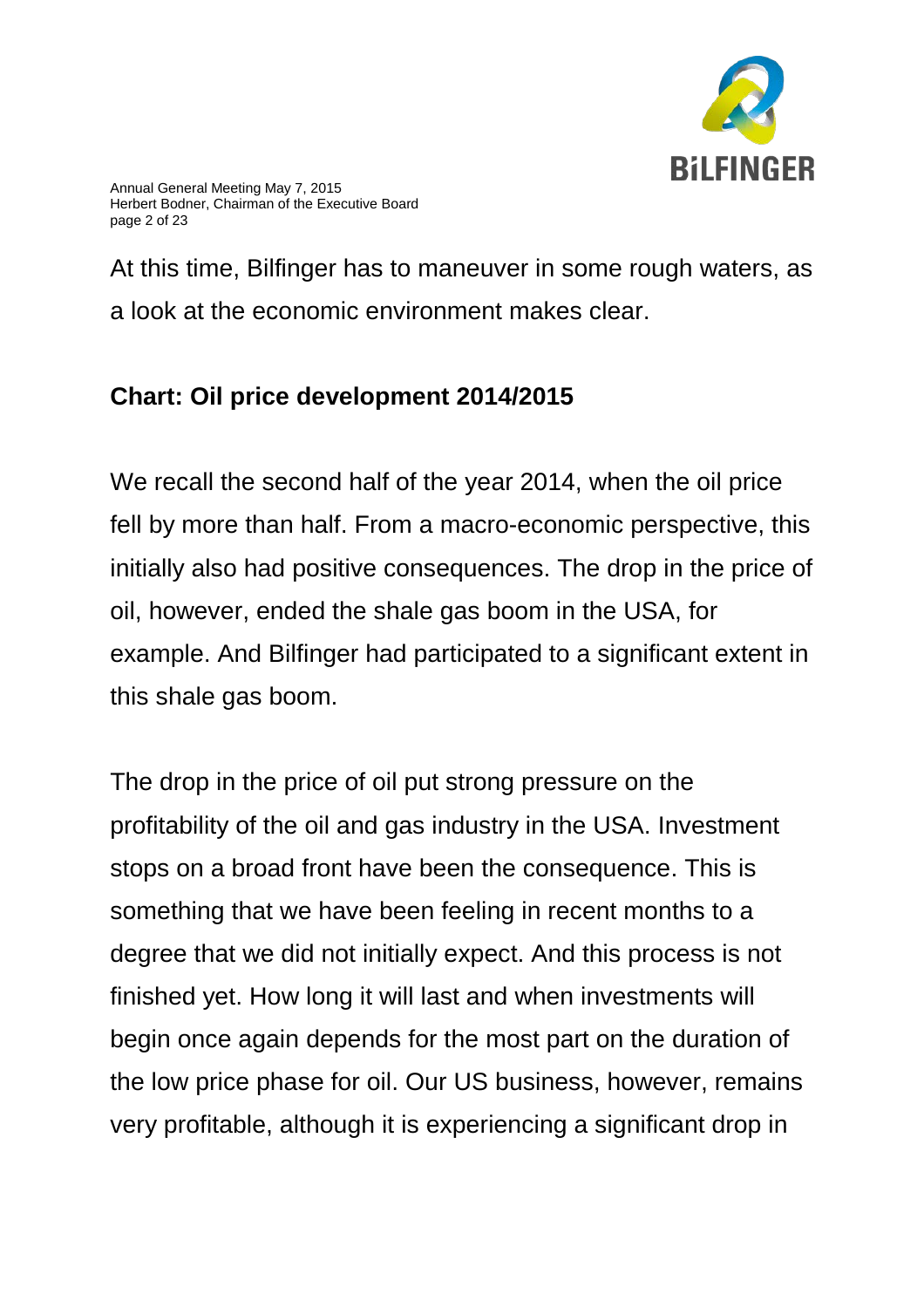At this time, Bilfinger has to maneuver in some rough waters, as a look at the economic environment makes clear.

**Chart: Oil price development 2014/2015**

We recall the second half of the year 2014, when the oil price fell by more than half. From a macro-economic perspective, this initially also had positive consequences. The drop in the price of oil, however, ended the shale gas boom in the USA, for example. And Bilfinger had participated to a significant extent in this shale gas boom.

The drop in the price of oil put strong pressure on the profitability of the oil and gas industry in the USA. Investment stops on a broad front have been the consequence. This is something that we have been feeling in recent months to a degree that we did not initially expect. And this process is not finished yet. How long it will last and when investments will begin once again depends for the most part on the duration of the low price phase for oil. Our US business, however, remains very profitable, although it is experiencing a significant drop in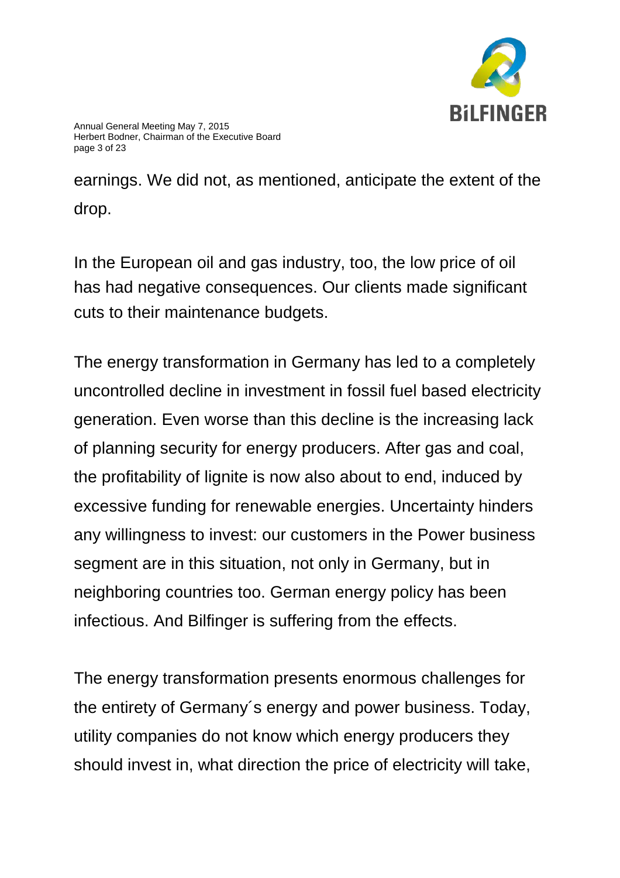earnings. We did not, as mentioned, anticipate the extent of the drop.

In the European oil and gas industry, too, the low price of oil has had negative consequences. Our clients made significant cuts to their maintenance budgets.

The energy transformation in Germany has led to a completely uncontrolled decline in investment in fossil fuel based electricity generation. Even worse than this decline is the increasing lack of planning security for energy producers. After gas and coal, the profitability of lignite is now also about to end, induced by excessive funding for renewable energies. Uncertainty hinders any willingness to invest: our customers in the Power business segment are in this situation, not only in Germany, but in neighboring countries too. German energy policy has been infectious. And Bilfinger is suffering from the effects.

The energy transformation presents enormous challenges for the entirety of Germany´s energy and power business. Today, utility companies do not know which energy producers they should invest in, what direction the price of electricity will take,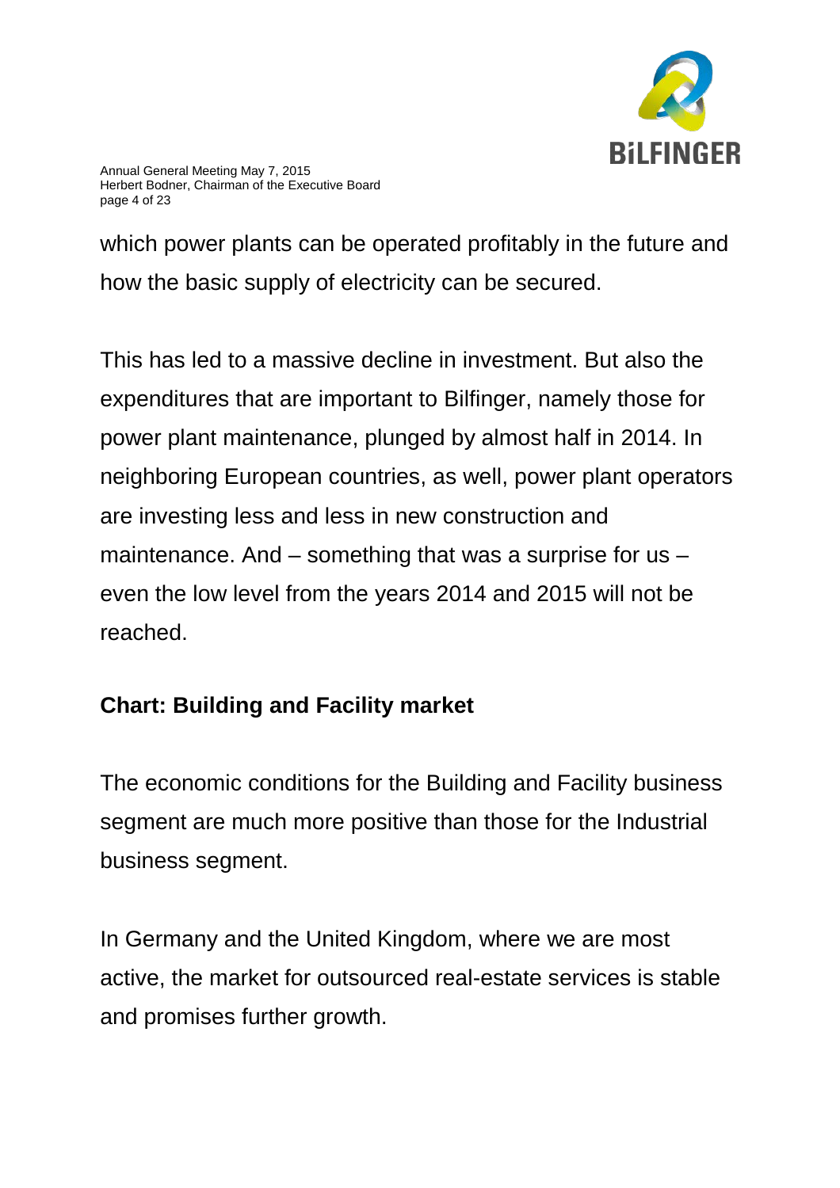which power plants can be operated profitably in the future and how the basic supply of electricity can be secured.

This has led to a massive decline in investment. But also the expenditures that are important to Bilfinger, namely those for power plant maintenance, plunged by almost half in 2014. In neighboring European countries, as well, power plant operators are investing less and less in new construction and maintenance. And – something that was a surprise for us – even the low level from the years 2014 and 2015 will not be reached.

**Chart: Building and Facility market**

The economic conditions for the Building and Facility business segment are much more positive than those for the Industrial business segment.

In Germany and the United Kingdom, where we are most active, the market for outsourced real-estate services is stable and promises further growth.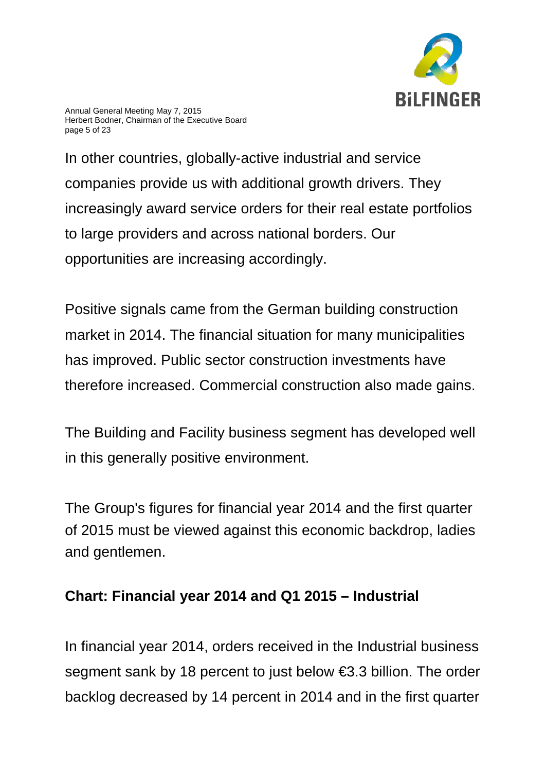In other countries, globally-active industrial and service companies provide us with additional growth drivers. They increasingly award service orders for their real estate portfolios to large providers and across national borders. Our opportunities are increasing accordingly.

Positive signals came from the German building construction market in 2014. The financial situation for many municipalities has improved. Public sector construction investments have therefore increased. Commercial construction also made gains.

The Building and Facility business segment has developed well in this generally positive environment.

The Group's figures for financial year 2014 and the first quarter of 2015 must be viewed against this economic backdrop, ladies and gentlemen.

**Chart: Financial year 2014 and Q1 2015 – Industrial**

In financial year 2014, orders received in the Industrial business segment sank by 18 percent to just below €3.3 billion. The order backlog decreased by 14 percent in 2014 and in the first quarter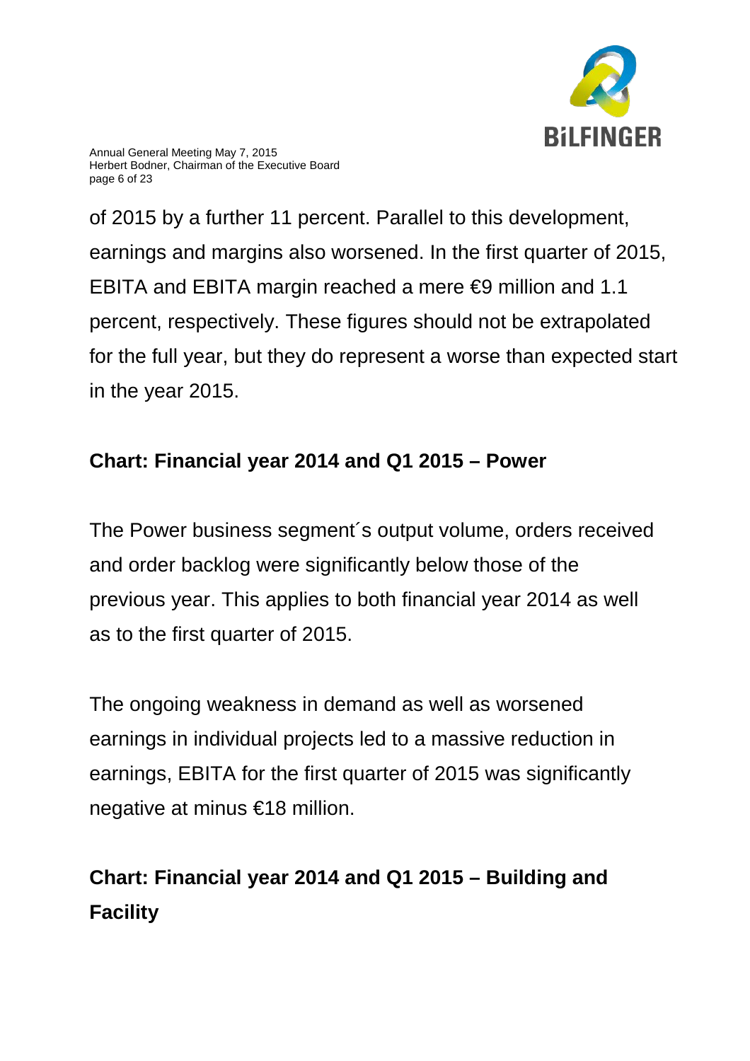of 2015 by a further 11 percent. Parallel to this development, earnings and margins also worsened. In the first quarter of 2015, EBITA and EBITA margin reached a mere €9 million and 1.1 percent, respectively. These figures should not be extrapolated for the full year, but they do represent a worse than expected start in the year 2015.

**Chart: Financial year 2014 and Q1 2015 – Power**

The Power business segment´s output volume, orders received and order backlog were significantly below those of the previous year. This applies to both financial year 2014 as well as to the first quarter of 2015.

The ongoing weakness in demand as well as worsened earnings in individual projects led to a massive reduction in earnings, EBITA for the first quarter of 2015 was significantly negative at minus €18 million.

**Chart: Financial year 2014 and Q1 2015 – Building and Facility**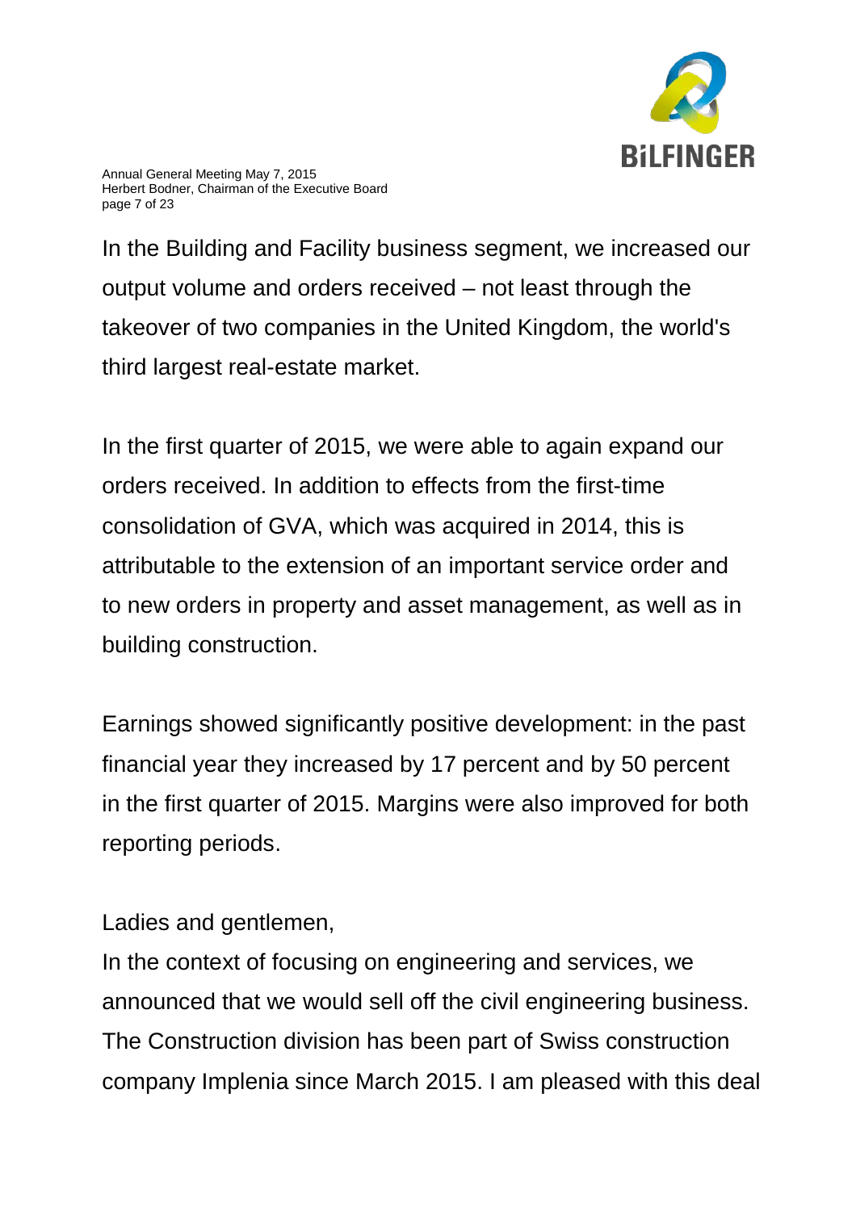In the Building and Facility business segment, we increased our output volume and orders received – not least through the takeover of two companies in the United Kingdom, the world's third largest real-estate market.

In the first quarter of 2015, we were able to again expand our orders received. In addition to effects from the first-time consolidation of GVA, which was acquired in 2014, this is attributable to the extension of an important service order and to new orders in property and asset management, as well as in building construction.

Earnings showed significantly positive development: in the past financial year they increased by 17 percent and by 50 percent in the first quarter of 2015. Margins were also improved for both reporting periods.

Ladies and gentlemen,

In the context of focusing on engineering and services, we announced that we would sell off the civil engineering business. The Construction division has been part of Swiss construction company Implenia since March 2015. I am pleased with this deal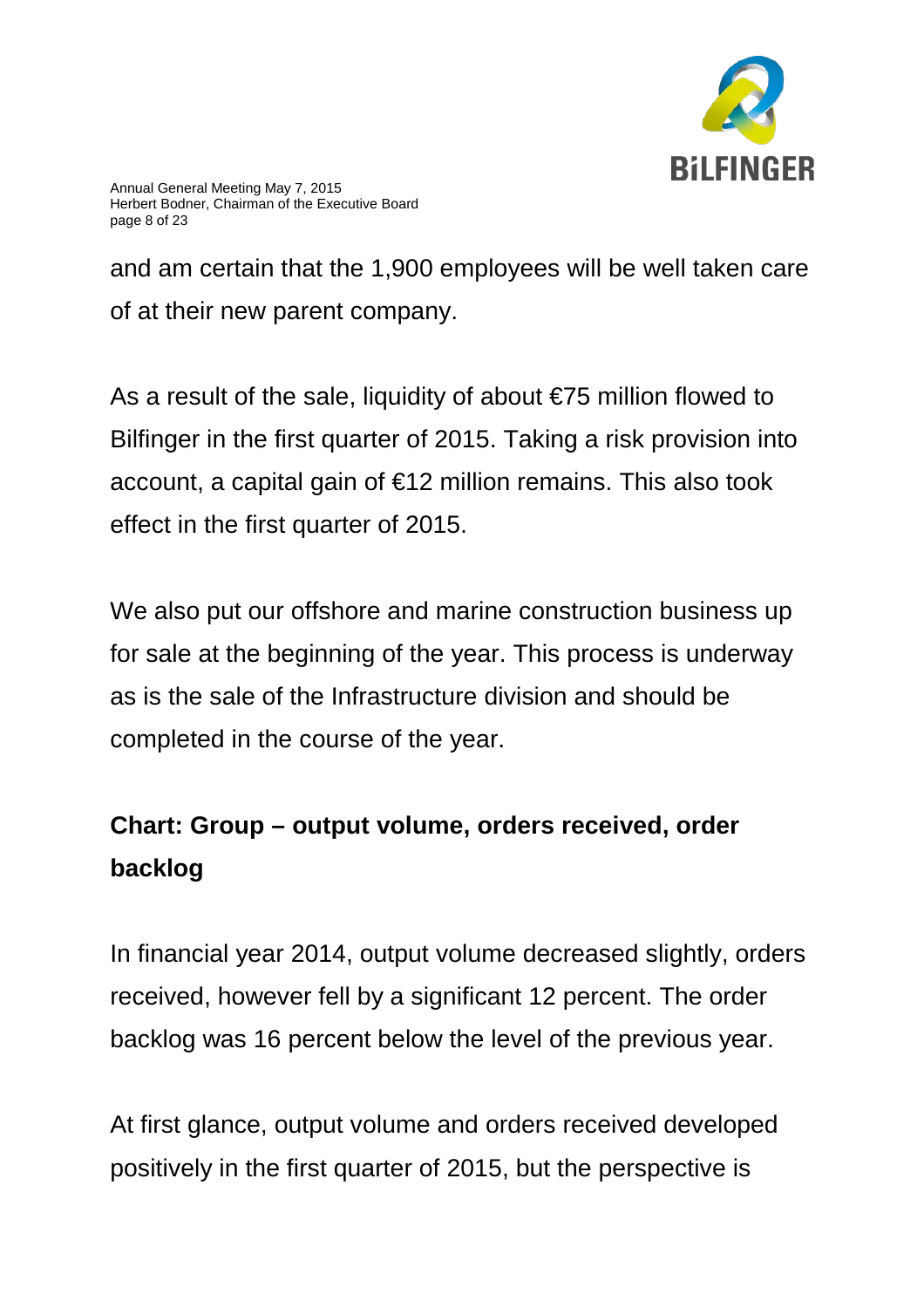and am certain that the 1,900 employees will be well taken care of at their new parent company.

As a result of the sale, liquidity of about €75 million flowed to Bilfinger in the first quarter of 2015. Taking a risk provision into account, a capital gain of €12 million remains. This also took effect in the first quarter of 2015.

We also put our offshore and marine construction business up for sale at the beginning of the year. This process is underway as is the sale of the Infrastructure division and should be completed in the course of the year.

**Chart: Group – output volume, orders received, order backlog**

In financial year 2014, output volume decreased slightly, orders received, however fell by a significant 12 percent. The order backlog was 16 percent below the level of the previous year.

At first glance, output volume and orders received developed positively in the first quarter of 2015, but the perspective is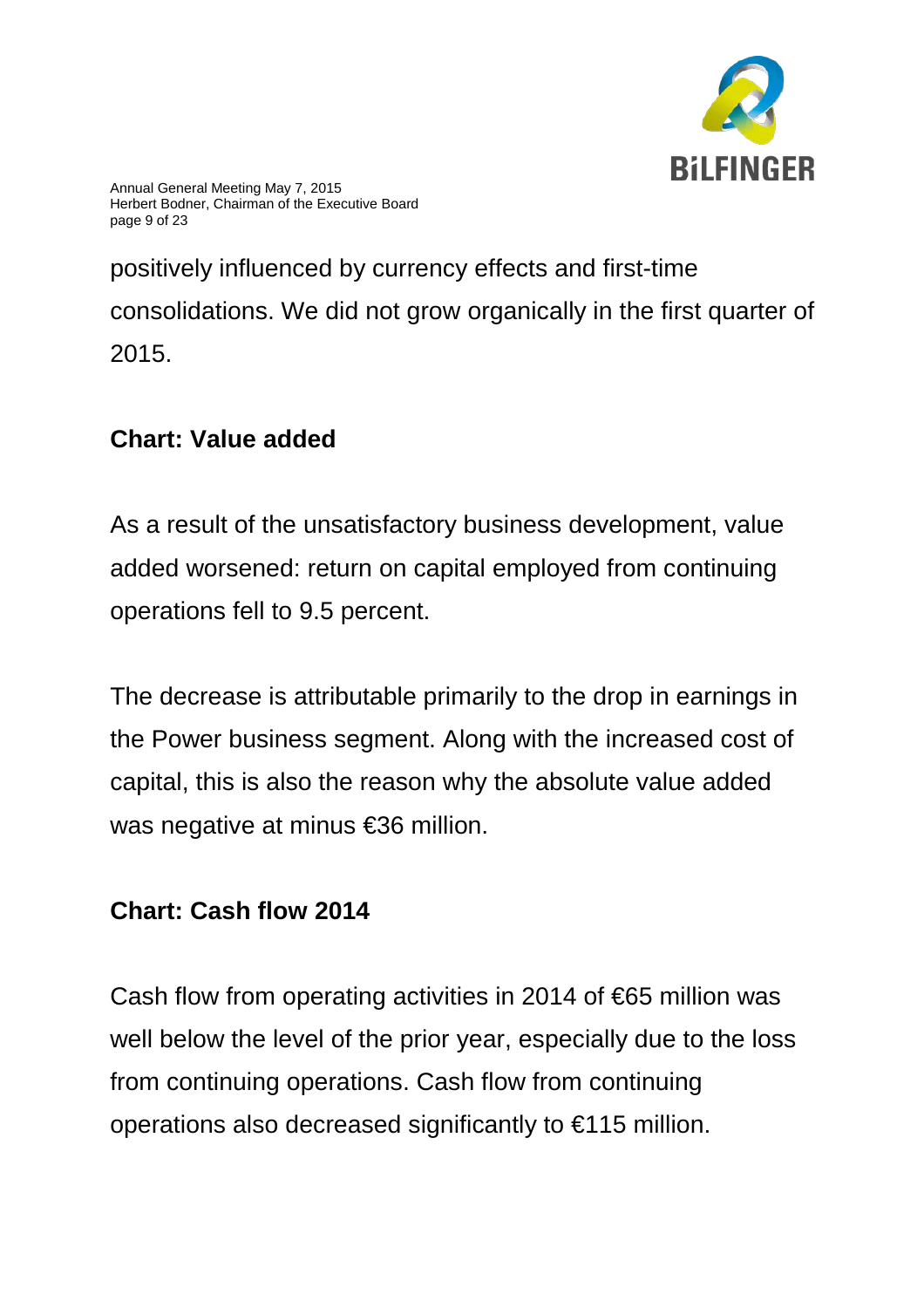positively influenced by currency effects and first-time consolidations. We did not grow organically in the first quarter of 2015.

**Chart: Value added**

As a result of the unsatisfactory business development, value added worsened: return on capital employed from continuing operations fell to 9.5 percent.

The decrease is attributable primarily to the drop in earnings in the Power business segment. Along with the increased cost of capital, this is also the reason why the absolute value added was negative at minus €36 million.

**Chart: Cash flow 2014**

Cash flow from operating activities in 2014 of €65 million was well below the level of the prior year, especially due to the loss from continuing operations. Cash flow from continuing operations also decreased significantly to €115 million.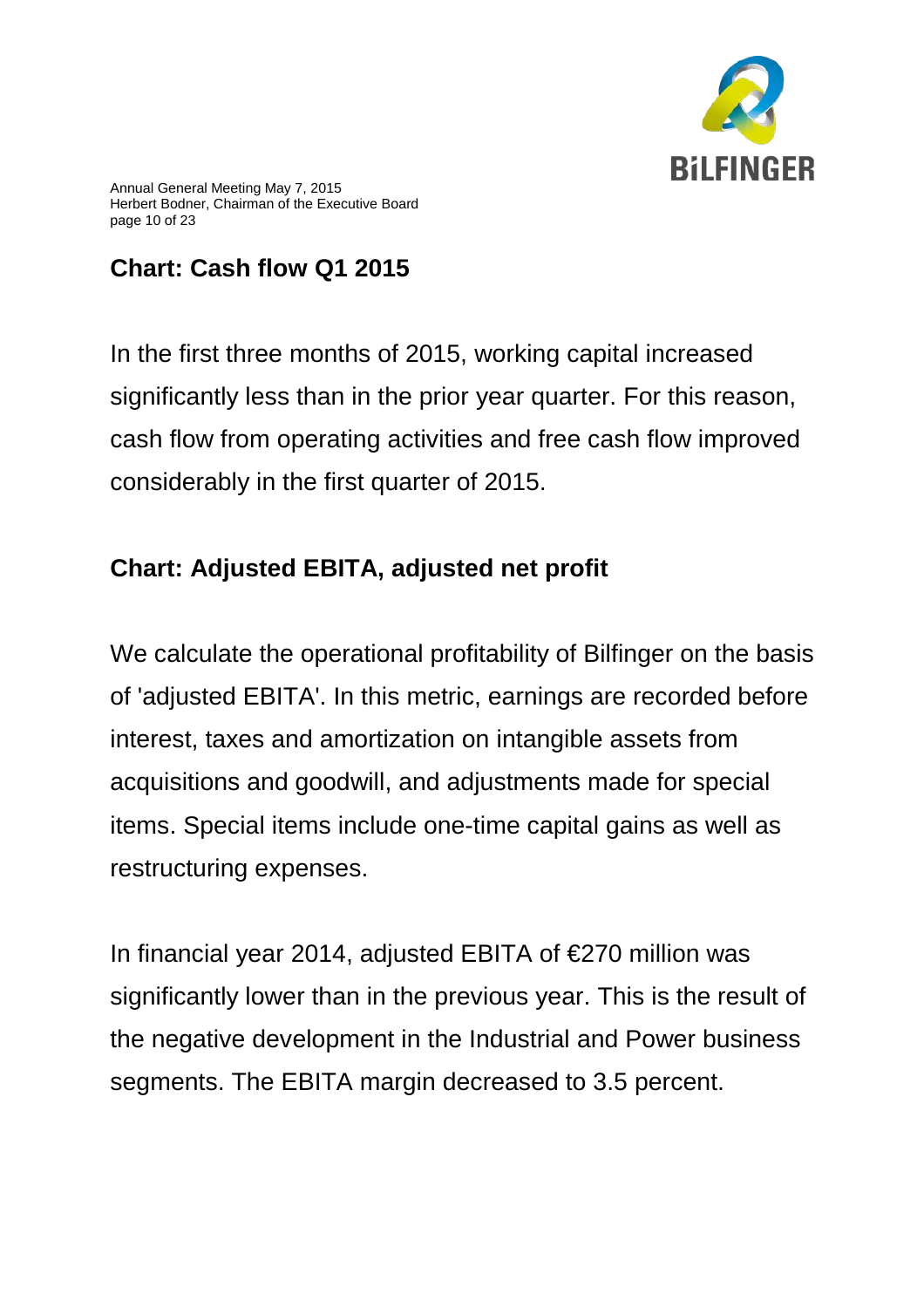## Chart: Cash flow Q1 2015

In the first three months of 2015, working capital increased significantly less than in the prior year quarter. For this reason, cash flow from operating activities and free cash flow improved considerably in the first quarter of 2015.

## Chart: Adjusted EBITA, adjusted net profit

We calculate the operational profitability of Bilfinger on the basis of 'adjusted EBITA'. In this metric, earnings are recorded before interest, taxes and amortization on intangible assets from acquisitions and goodwill, and adjustments made for special items. Special items include one-time capital gains as well as restructuring expenses.

In financial year 2014, adjusted EBITA of €270 million was significantly lower than in the previous year. This is the result of the negative development in the Industrial and Power business segments. The EBITA margin decreased to 3.5 percent.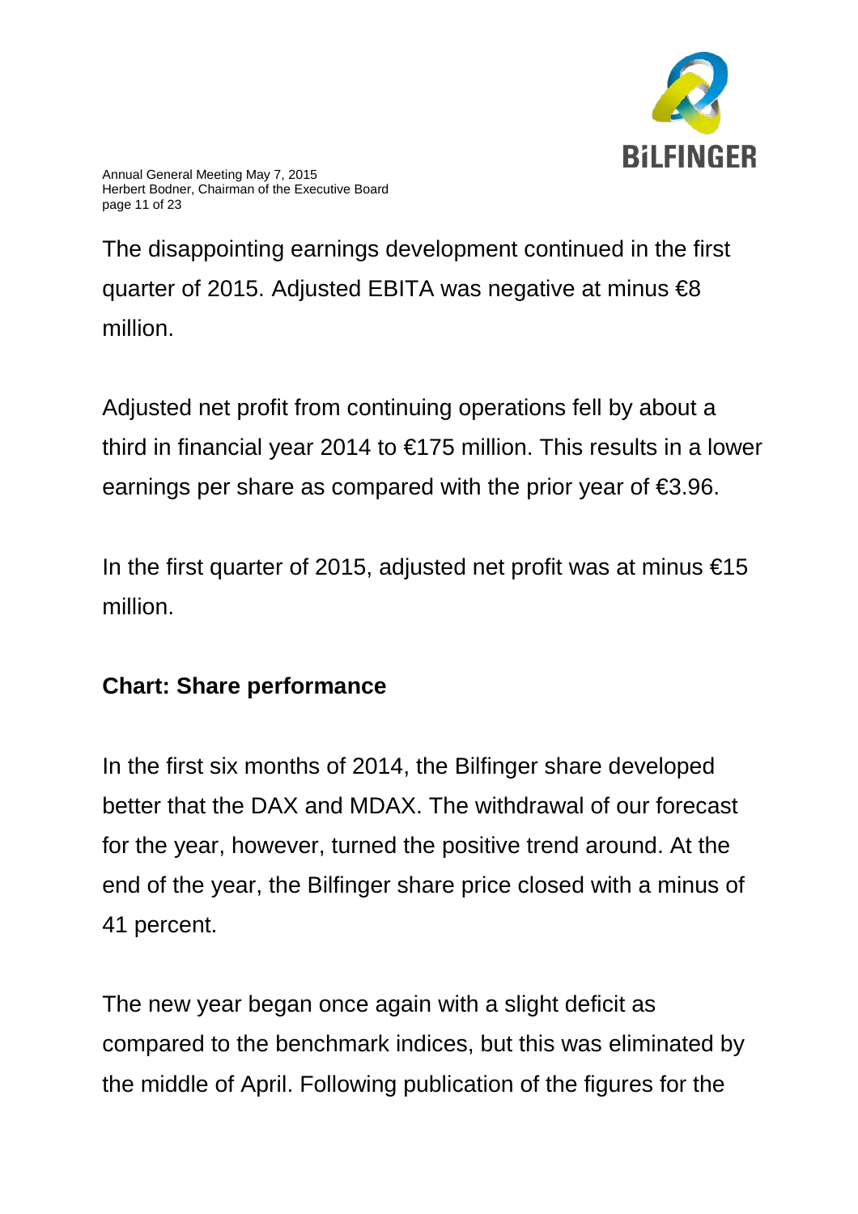The disappointing earnings development continued in the first quarter of 2015. Adjusted EBITA was negative at minus €8 million.

Adjusted net profit from continuing operations fell by about a third in financial year 2014 to €175 million. This results in a lower earnings per share as compared with the prior year of €3.96.

In the first quarter of 2015, adjusted net profit was at minus €15 million.

**Chart: Share performance**

In the first six months of 2014, the Bilfinger share developed better that the DAX and MDAX. The withdrawal of our forecast for the year, however, turned the positive trend around. At the end of the year, the Bilfinger share price closed with a minus of 41 percent.

The new year began once again with a slight deficit as compared to the benchmark indices, but this was eliminated by the middle of April. Following publication of the figures for the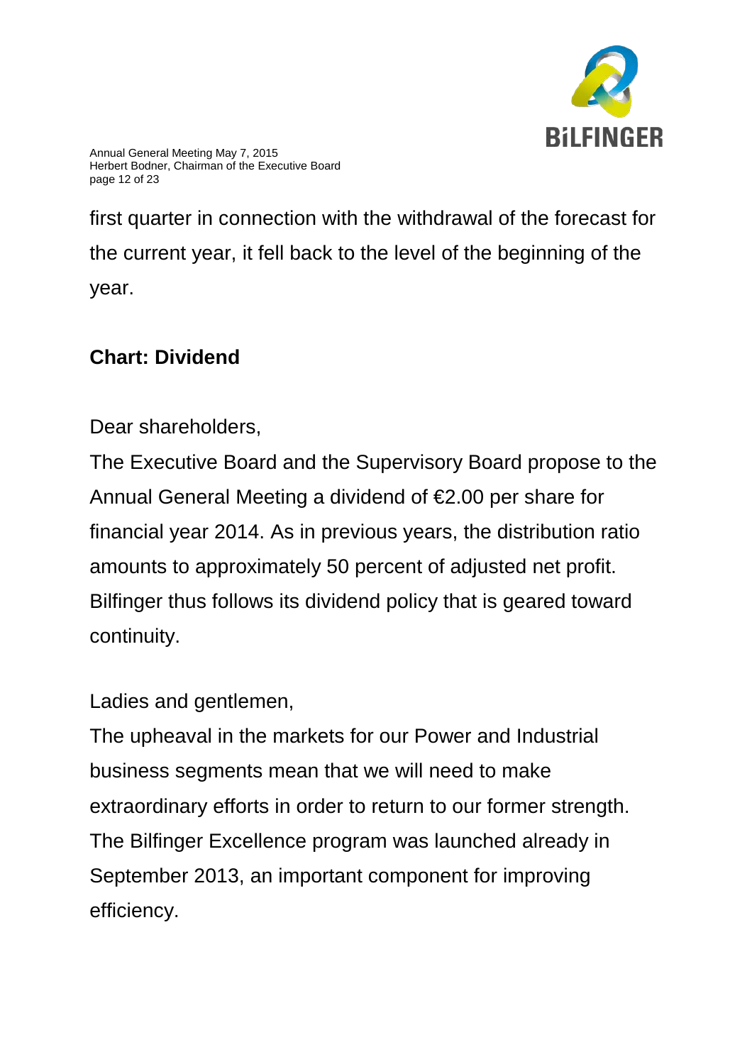first quarter in connection with the withdrawal of the forecast for the current year, it fell back to the level of the beginning of the year.

**Chart: Dividend**

Dear shareholders,

The Executive Board and the Supervisory Board propose to the Annual General Meeting a dividend of €2.00 per share for financial year 2014. As in previous years, the distribution ratio amounts to approximately 50 percent of adjusted net profit. Bilfinger thus follows its dividend policy that is geared toward continuity.

Ladies and gentlemen,

The upheaval in the markets for our Power and Industrial business segments mean that we will need to make extraordinary efforts in order to return to our former strength. The Bilfinger Excellence program was launched already in September 2013, an important component for improving efficiency.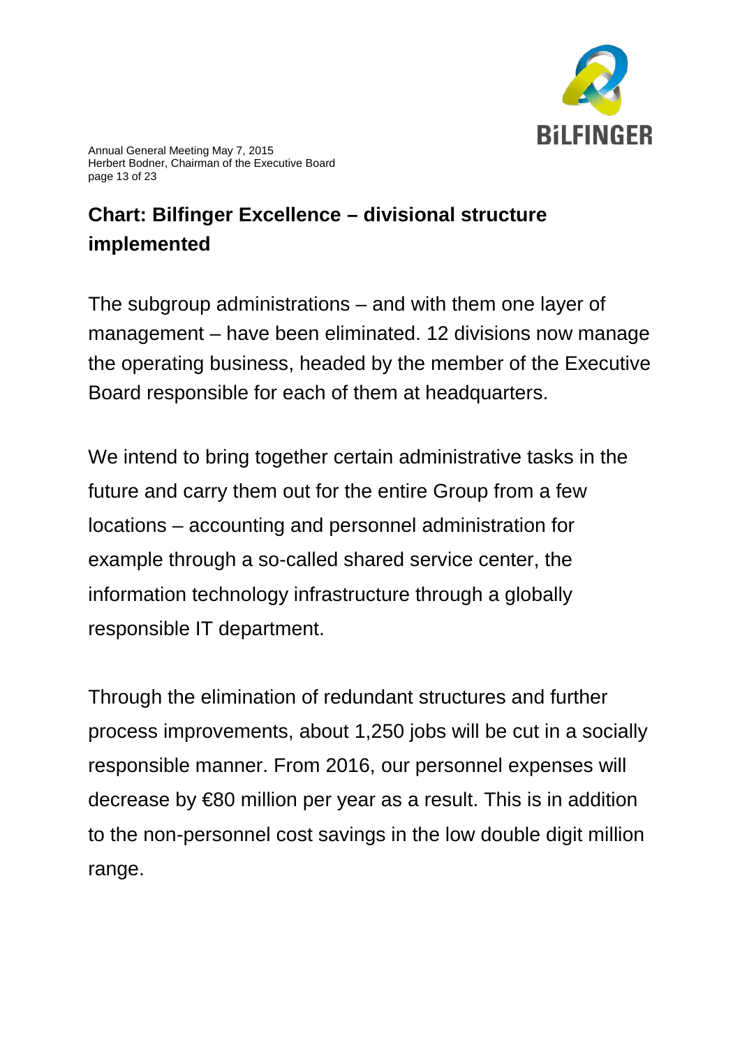## Chart: Bilfinger Excellence – divisional structure implemented

The subgroup administrations – and with them one layer of management – have been eliminated. 12 divisions now manage the operating business, headed by the member of the Executive Board responsible for each of them at headquarters.

We intend to bring together certain administrative tasks in the future and carry them out for the entire Group from a few locations – accounting and personnel administration for example through a so-called shared service center, the information technology infrastructure through a globally responsible IT department.

Through the elimination of redundant structures and further process improvements, about 1,250 jobs will be cut in a socially responsible manner. From 2016, our personnel expenses will decrease by €80 million per year as a result. This is in addition to the non-personnel cost savings in the low double digit million range.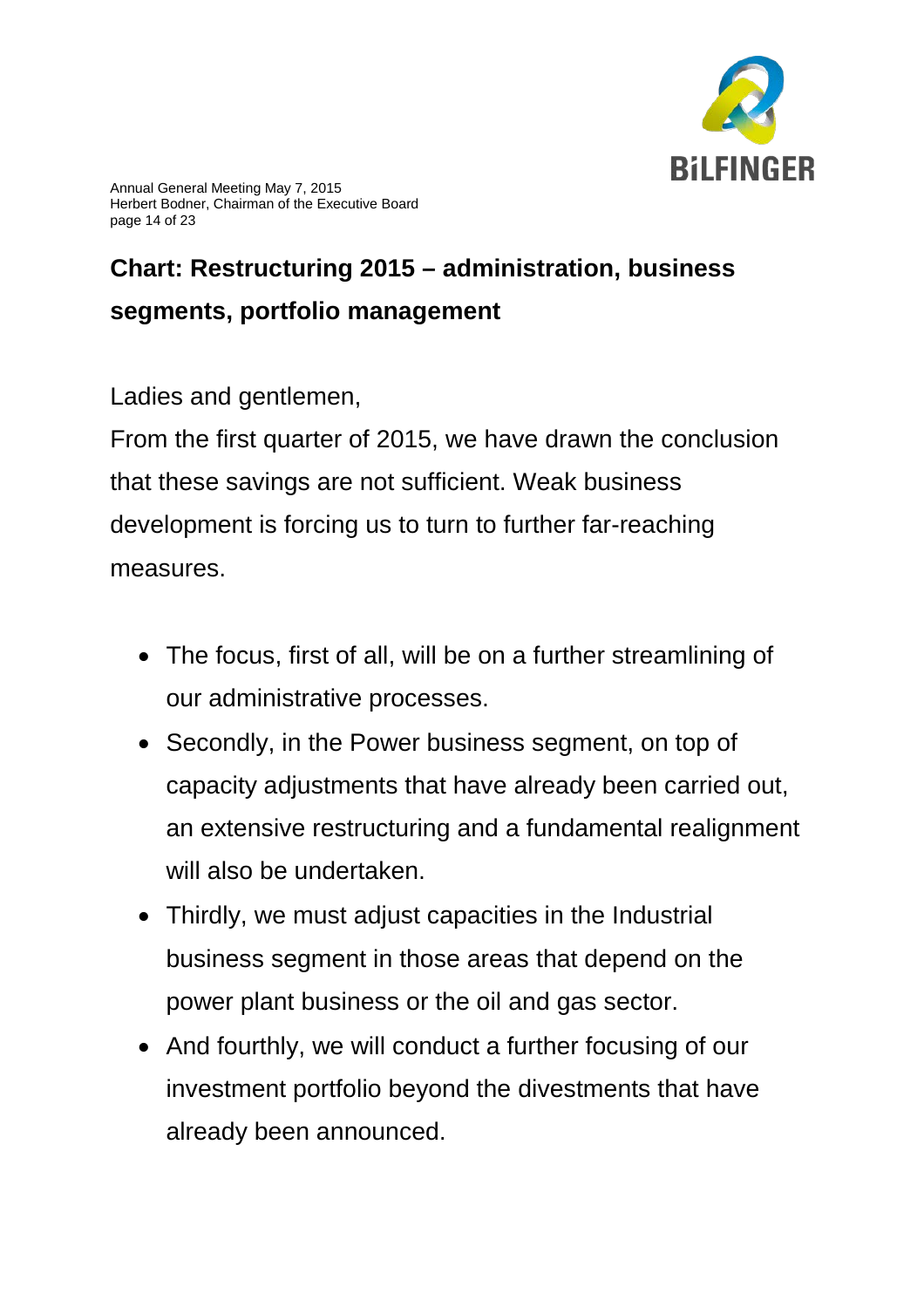## Chart: Restructuring 2015 – administration, business segments, portfolio management

Ladies and gentlemen,

From the first quarter of 2015, we have drawn the conclusion that these savings are not sufficient. Weak business development is forcing us to turn to further far-reaching measures.

- The focus, first of all, will be on a further streamlining of our administrative processes.
- Secondly, in the Power business segment, on top of capacity adjustments that have already been carried out, an extensive restructuring and a fundamental realignment will also be undertaken.
- Thirdly, we must adjust capacities in the Industrial business segment in those areas that depend on the power plant business or the oil and gas sector.
- And fourthly, we will conduct a further focusing of our investment portfolio beyond the divestments that have already been announced.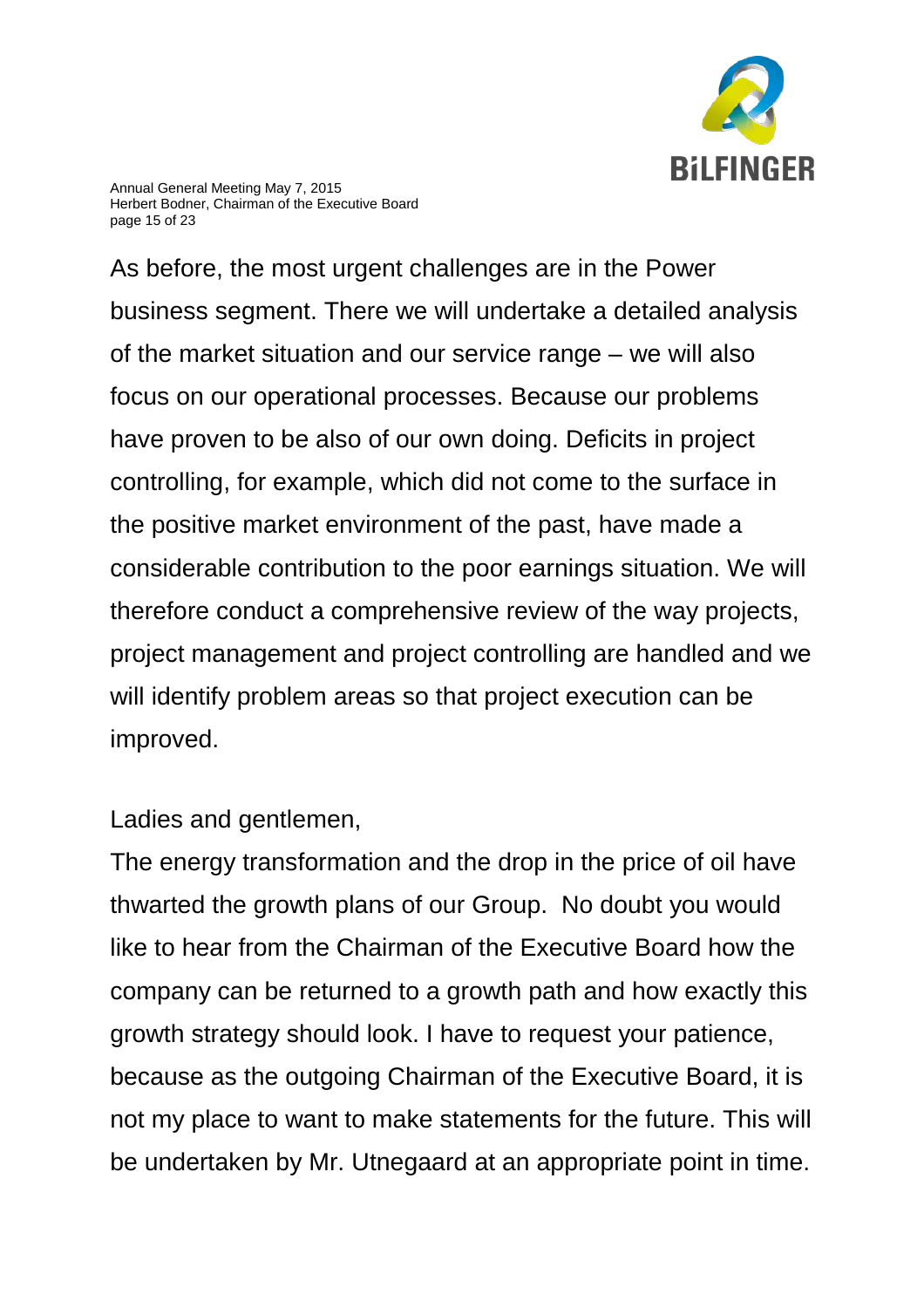As before, the most urgent challenges are in the Power business segment. There we will undertake a detailed analysis of the market situation and our service range – we will also focus on our operational processes. Because our problems have proven to be also of our own doing. Deficits in project controlling, for example, which did not come to the surface in the positive market environment of the past, have made a considerable contribution to the poor earnings situation. We will therefore conduct a comprehensive review of the way projects, project management and project controlling are handled and we will identify problem areas so that project execution can be improved.

Ladies and gentlemen,

The energy transformation and the drop in the price of oil have thwarted the growth plans of our Group. No doubt you would like to hear from the Chairman of the Executive Board how the company can be returned to a growth path and how exactly this growth strategy should look. I have to request your patience, because as the outgoing Chairman of the Executive Board, it is not my place to want to make statements for the future. This will be undertaken by Mr. Utnegaard at an appropriate point in time.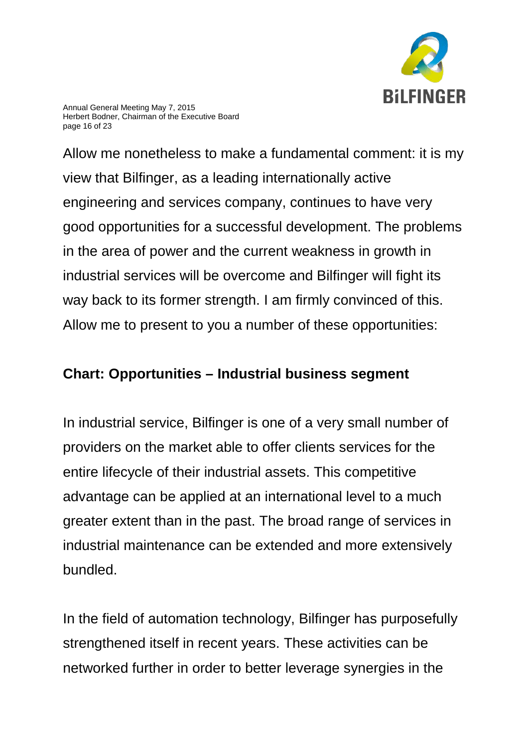Allow me nonetheless to make a fundamental comment: it is my view that Bilfinger, as a leading internationally active engineering and services company, continues to have very good opportunities for a successful development. The problems in the area of power and the current weakness in growth in industrial services will be overcome and Bilfinger will fight its way back to its former strength. I am firmly convinced of this. Allow me to present to you a number of these opportunities:

**Chart: Opportunities – Industrial business segment**

In industrial service, Bilfinger is one of a very small number of providers on the market able to offer clients services for the entire lifecycle of their industrial assets. This competitive advantage can be applied at an international level to a much greater extent than in the past. The broad range of services in industrial maintenance can be extended and more extensively bundled.

In the field of automation technology, Bilfinger has purposefully strengthened itself in recent years. These activities can be networked further in order to better leverage synergies in the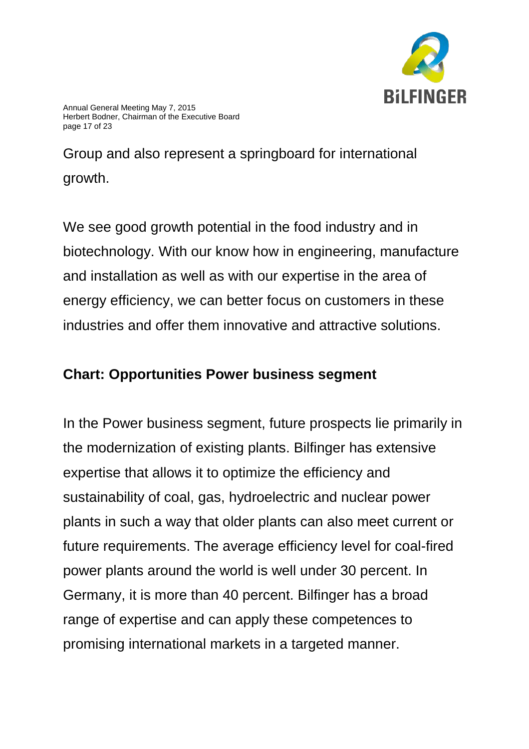Group and also represent a springboard for international growth.

We see good growth potential in the food industry and in biotechnology. With our know how in engineering, manufacture and installation as well as with our expertise in the area of energy efficiency, we can better focus on customers in these industries and offer them innovative and attractive solutions.

**Chart: Opportunities Power business segment**

In the Power business segment, future prospects lie primarily in the modernization of existing plants. Bilfinger has extensive expertise that allows it to optimize the efficiency and sustainability of coal, gas, hydroelectric and nuclear power plants in such a way that older plants can also meet current or future requirements. The average efficiency level for coal-fired power plants around the world is well under 30 percent. In Germany, it is more than 40 percent. Bilfinger has a broad range of expertise and can apply these competences to promising international markets in a targeted manner.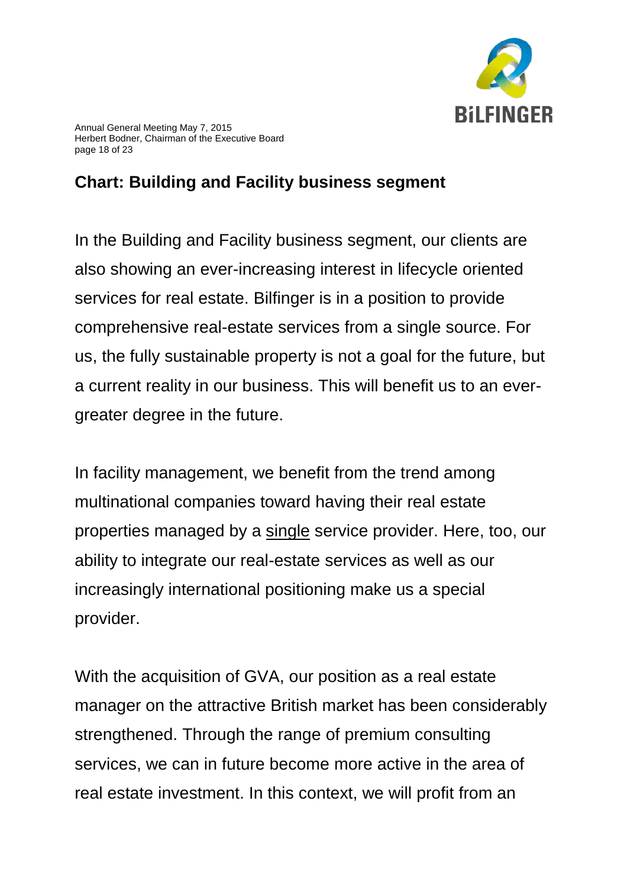## Chart: Building and Facility business segment

In the Building and Facility business segment, our clients are also showing an ever-increasing interest in lifecycle oriented services for real estate. Bilfinger is in a position to provide comprehensive real-estate services from a single source. For us, the fully sustainable property is not a goal for the future, but a current reality in our business. This will benefit us to an ever-greater degree in the future.

In facility management, we benefit from the trend among multinational companies toward having their real estate properties managed by a single service provider. Here, too, our ability to integrate our real-estate services as well as our increasingly international positioning make us a special provider.

With the acquisition of GVA, our position as a real estate manager on the attractive British market has been considerably strengthened. Through the range of premium consulting services, we can in future become more active in the area of real estate investment. In this context, we will profit from an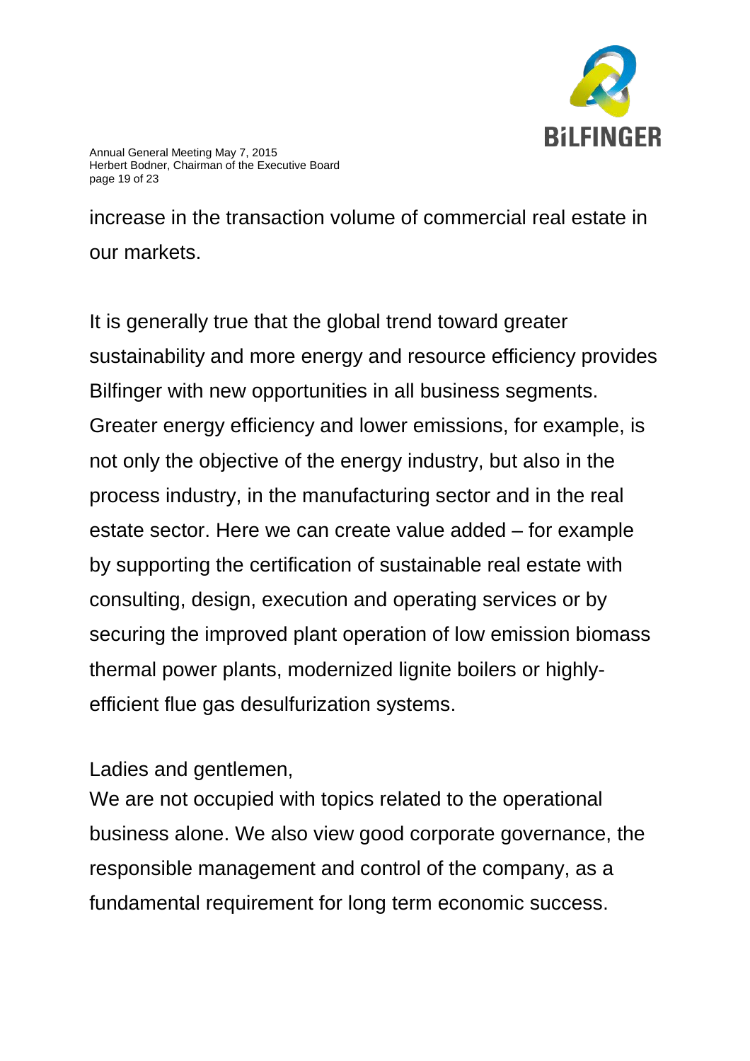increase in the transaction volume of commercial real estate in our markets.

It is generally true that the global trend toward greater sustainability and more energy and resource efficiency provides Bilfinger with new opportunities in all business segments. Greater energy efficiency and lower emissions, for example, is not only the objective of the energy industry, but also in the process industry, in the manufacturing sector and in the real estate sector. Here we can create value added – for example by supporting the certification of sustainable real estate with consulting, design, execution and operating services or by securing the improved plant operation of low emission biomass thermal power plants, modernized lignite boilers or highly-efficient flue gas desulfurization systems.

Ladies and gentlemen,
We are not occupied with topics related to the operational business alone. We also view good corporate governance, the responsible management and control of the company, as a fundamental requirement for long term economic success.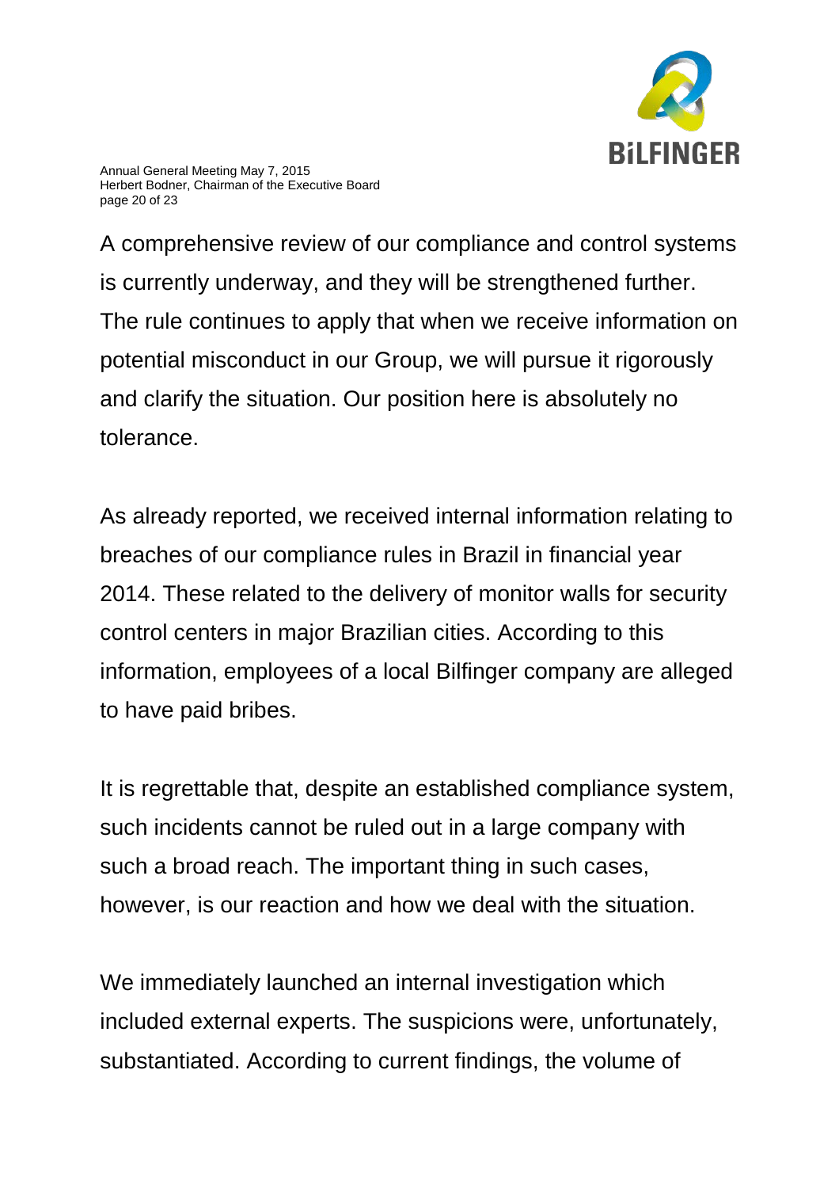A comprehensive review of our compliance and control systems is currently underway, and they will be strengthened further. The rule continues to apply that when we receive information on potential misconduct in our Group, we will pursue it rigorously and clarify the situation. Our position here is absolutely no tolerance.

As already reported, we received internal information relating to breaches of our compliance rules in Brazil in financial year 2014. These related to the delivery of monitor walls for security control centers in major Brazilian cities. According to this information, employees of a local Bilfinger company are alleged to have paid bribes.

It is regrettable that, despite an established compliance system, such incidents cannot be ruled out in a large company with such a broad reach. The important thing in such cases, however, is our reaction and how we deal with the situation.

We immediately launched an internal investigation which included external experts. The suspicions were, unfortunately, substantiated. According to current findings, the volume of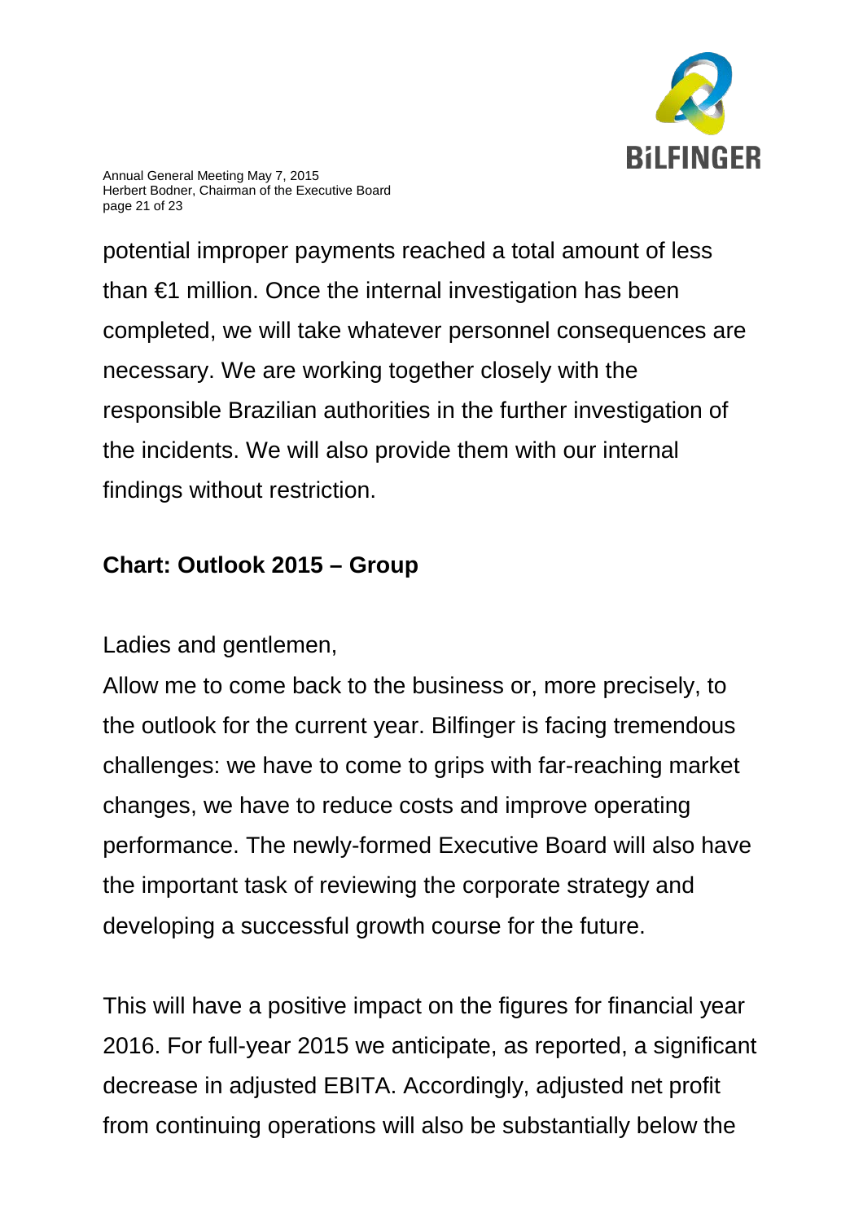potential improper payments reached a total amount of less than €1 million. Once the internal investigation has been completed, we will take whatever personnel consequences are necessary. We are working together closely with the responsible Brazilian authorities in the further investigation of the incidents. We will also provide them with our internal findings without restriction.

**Chart: Outlook 2015 – Group**

Ladies and gentlemen,

Allow me to come back to the business or, more precisely, to the outlook for the current year. Bilfinger is facing tremendous challenges: we have to come to grips with far-reaching market changes, we have to reduce costs and improve operating performance. The newly-formed Executive Board will also have the important task of reviewing the corporate strategy and developing a successful growth course for the future.

This will have a positive impact on the figures for financial year 2016. For full-year 2015 we anticipate, as reported, a significant decrease in adjusted EBITA. Accordingly, adjusted net profit from continuing operations will also be substantially below the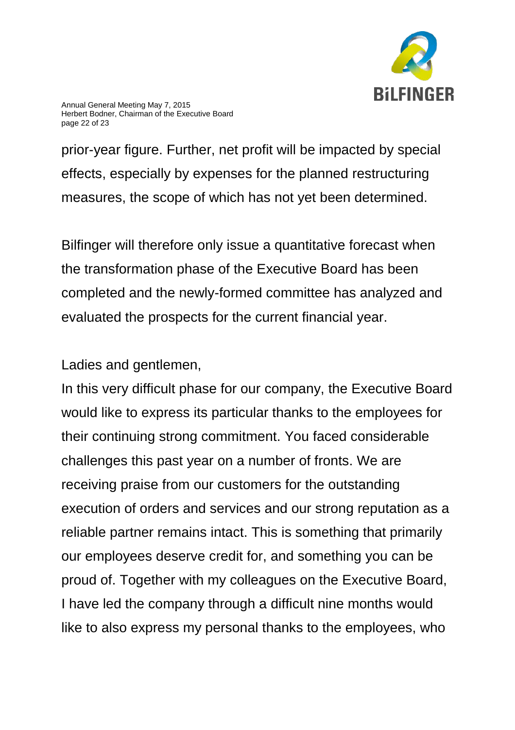prior-year figure. Further, net profit will be impacted by special effects, especially by expenses for the planned restructuring measures, the scope of which has not yet been determined.

Bilfinger will therefore only issue a quantitative forecast when the transformation phase of the Executive Board has been completed and the newly-formed committee has analyzed and evaluated the prospects for the current financial year.

Ladies and gentlemen,

In this very difficult phase for our company, the Executive Board would like to express its particular thanks to the employees for their continuing strong commitment. You faced considerable challenges this past year on a number of fronts. We are receiving praise from our customers for the outstanding execution of orders and services and our strong reputation as a reliable partner remains intact. This is something that primarily our employees deserve credit for, and something you can be proud of. Together with my colleagues on the Executive Board, I have led the company through a difficult nine months would like to also express my personal thanks to the employees, who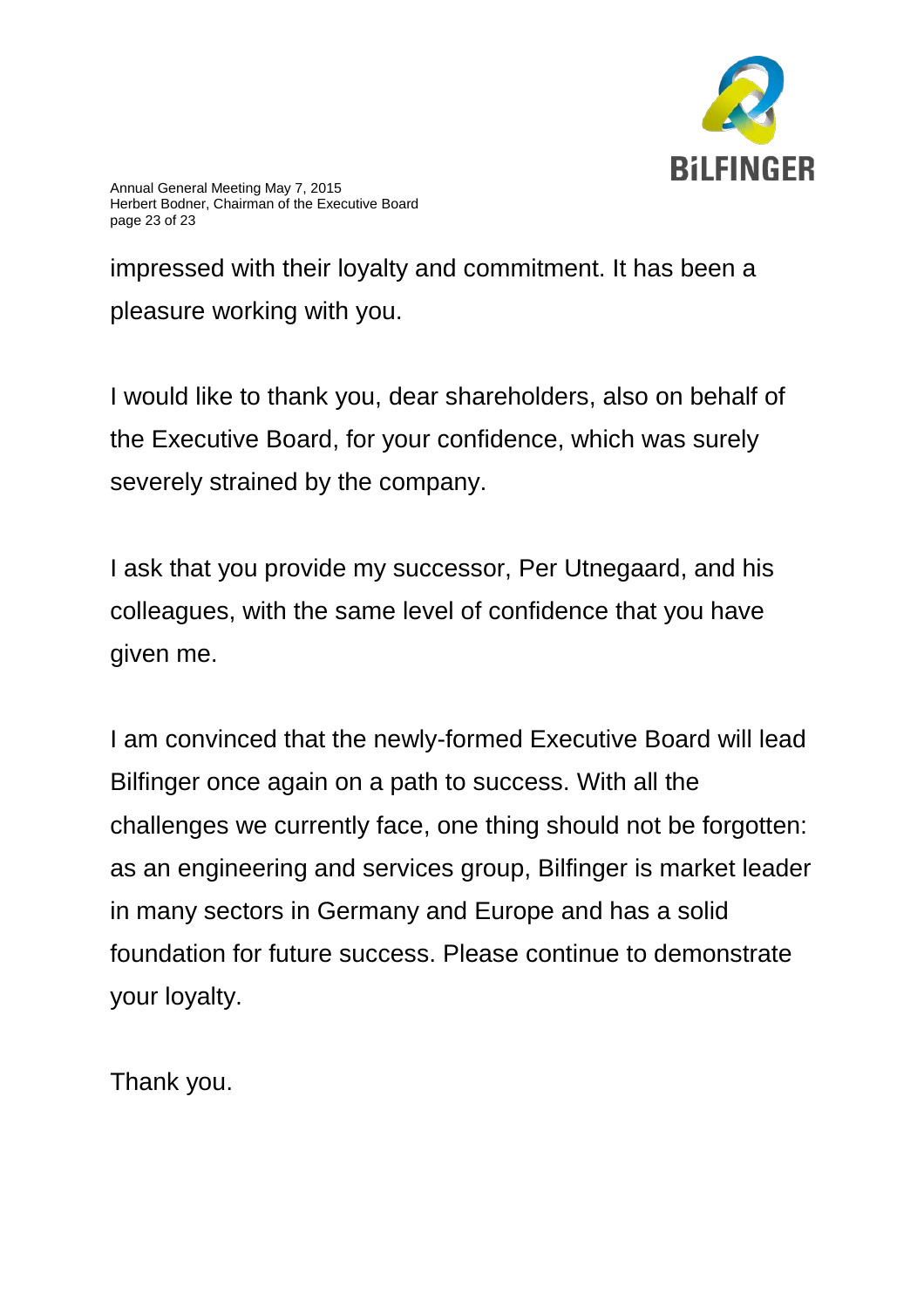impressed with their loyalty and commitment. It has been a pleasure working with you.

I would like to thank you, dear shareholders, also on behalf of the Executive Board, for your confidence, which was surely severely strained by the company.

I ask that you provide my successor, Per Utnegaard, and his colleagues, with the same level of confidence that you have given me.

I am convinced that the newly-formed Executive Board will lead Bilfinger once again on a path to success. With all the challenges we currently face, one thing should not be forgotten: as an engineering and services group, Bilfinger is market leader in many sectors in Germany and Europe and has a solid foundation for future success. Please continue to demonstrate your loyalty.

Thank you.